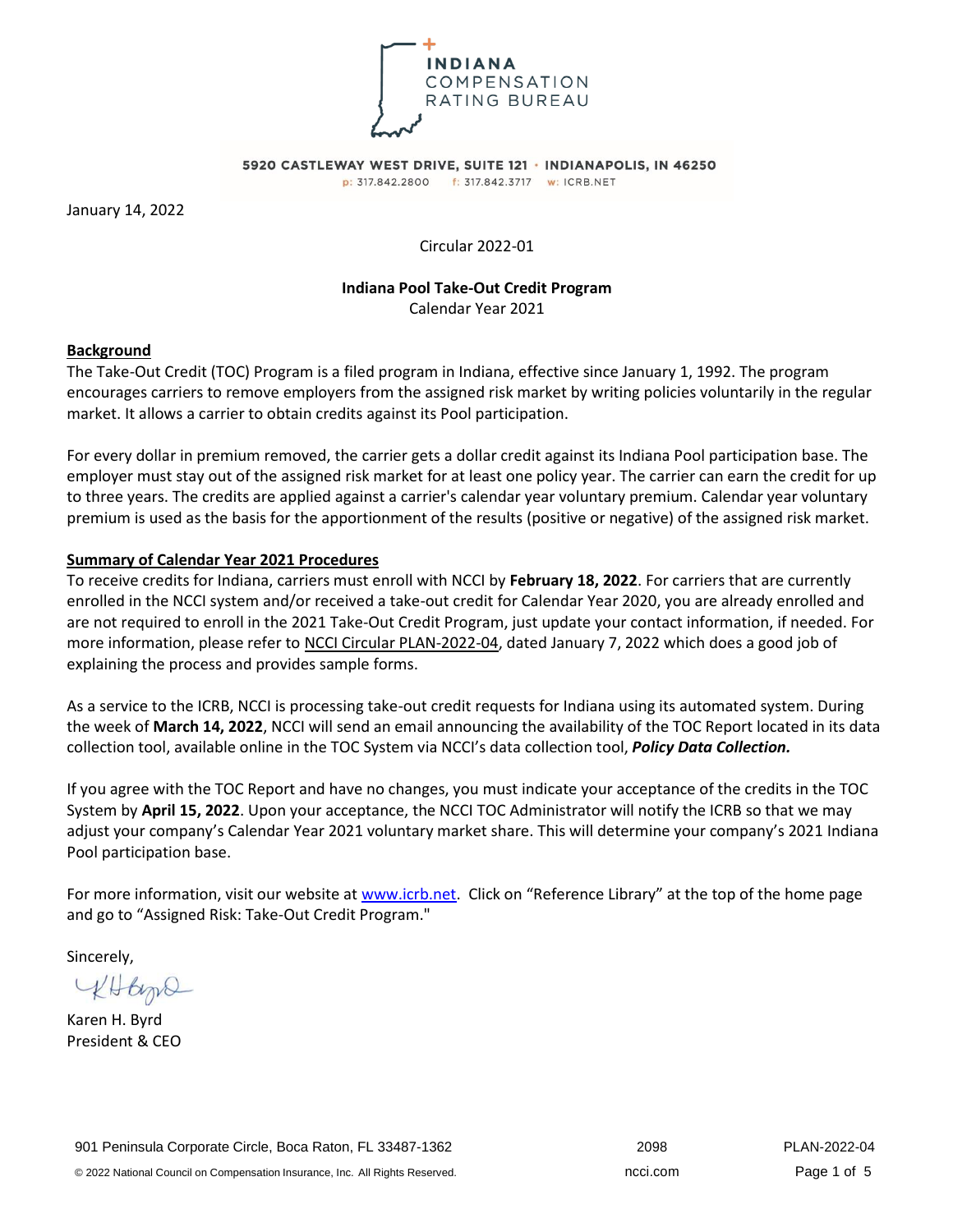INDIANA COMPENSATION RATING BUREAU

5920 CASTLEWAY WEST DRIVE, SUITE 121 · INDIANAPOLIS, IN 46250

p: 317.842.2800 f: 317.842.3717 w: ICRB.NET

January 14, 2022

Circular 2022-01

**Indiana Pool Take-Out Credit Program**

Calendar Year 2021

**Background**

The Take-Out Credit (TOC) Program is a filed program in Indiana, effective since January 1, 1992. The program encourages carriers to remove employers from the assigned risk market by writing policies voluntarily in the regular market. It allows a carrier to obtain credits against its Pool participation.

For every dollar in premium removed, the carrier gets a dollar credit against its Indiana Pool participation base. The employer must stay out of the assigned risk market for at least one policy year. The carrier can earn the credit for up to three years. The credits are applied against a carrier's calendar year voluntary premium. Calendar year voluntary premium is used as the basis for the apportionment of the results (positive or negative) of the assigned risk market.

**Summary of Calendar Year 2021 Procedures**

To receive credits for Indiana, carriers must enroll with NCCI by **February 18, 2022**. For carriers that are currently enrolled in the NCCI system and/or received a take-out credit for Calendar Year 2020, you are already enrolled and are not required to enroll in the 2021 Take-Out Credit Program, just update your contact information, if needed. For more information, please refer to NCCI Circular PLAN-2022-04, dated January 7, 2022 which does a good job of explaining the process and provides sample forms.

As a service to the ICRB, NCCI is processing take-out credit requests for Indiana using its automated system. During the week of **March 14, 2022**, NCCI will send an email announcing the availability of the TOC Report located in its data collection tool, available online in the TOC System via NCCI's data collection tool, ***Policy Data Collection.***

If you agree with the TOC Report and have no changes, you must indicate your acceptance of the credits in the TOC System by **April 15, 2022**. Upon your acceptance, the NCCI TOC Administrator will notify the ICRB so that we may adjust your company's Calendar Year 2021 voluntary market share. This will determine your company's 2021 Indiana Pool participation base.

For more information, visit our website at www.icrb.net. Click on "Reference Library" at the top of the home page and go to "Assigned Risk: Take-Out Credit Program."

Sincerely,

Karen H. Byrd

President & CEO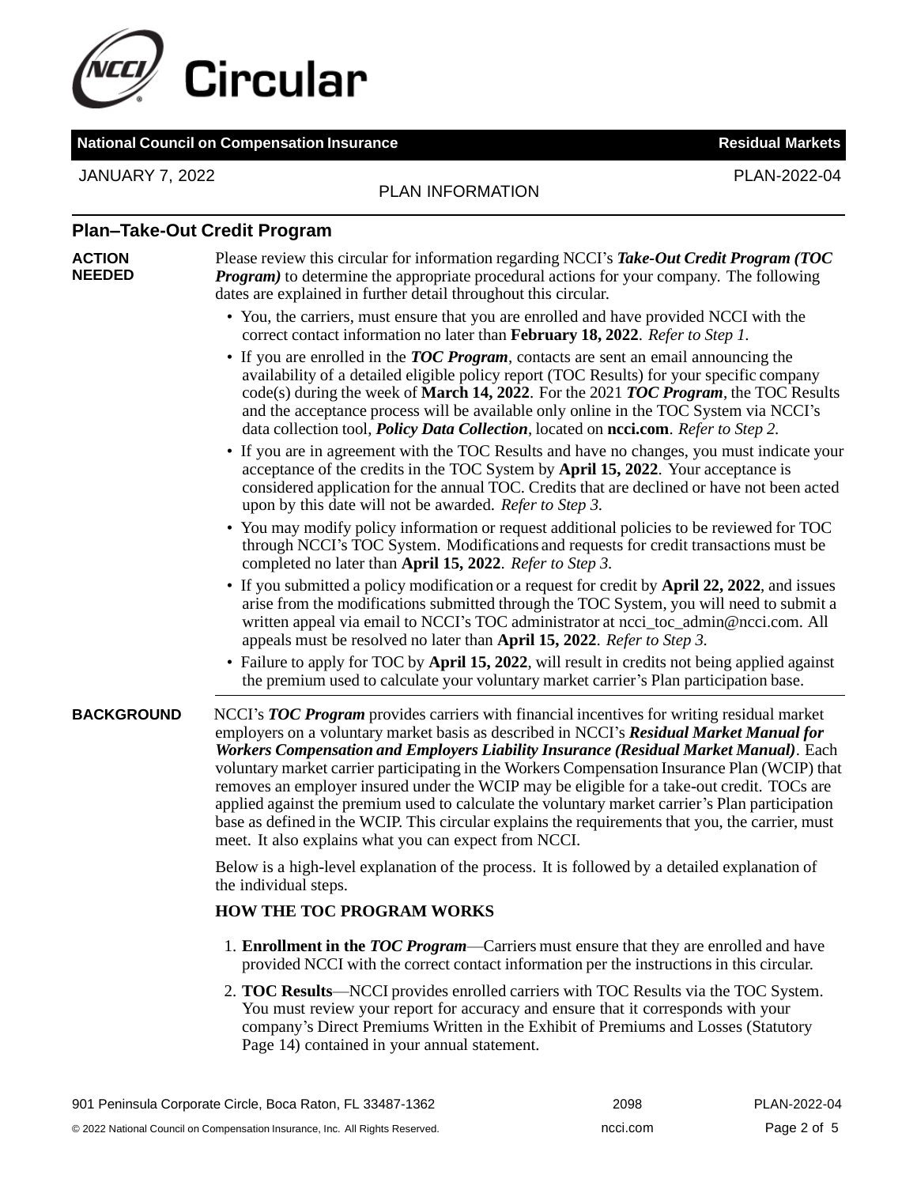## Plan–Take-Out Credit Program

**ACTION NEEDED**

Please review this circular for information regarding NCCI's ***Take-Out Credit Program (TOC Program)*** to determine the appropriate procedural actions for your company. The following dates are explained in further detail throughout this circular.

- You, the carriers, must ensure that you are enrolled and have provided NCCI with the correct contact information no later than **February 18, 2022**. *Refer to Step 1.*
- If you are enrolled in the ***TOC Program***, contacts are sent an email announcing the availability of a detailed eligible policy report (TOC Results) for your specific company code(s) during the week of **March 14, 2022**. For the 2021 ***TOC Program***, the TOC Results and the acceptance process will be available only online in the TOC System via NCCI's data collection tool, ***Policy Data Collection***, located on **ncci.com**. *Refer to Step 2.*
- If you are in agreement with the TOC Results and have no changes, you must indicate your acceptance of the credits in the TOC System by **April 15, 2022**. Your acceptance is considered application for the annual TOC. Credits that are declined or have not been acted upon by this date will not be awarded. *Refer to Step 3.*
- You may modify policy information or request additional policies to be reviewed for TOC through NCCI's TOC System. Modifications and requests for credit transactions must be completed no later than **April 15, 2022**. *Refer to Step 3.*
- If you submitted a policy modification or a request for credit by **April 22, 2022**, and issues arise from the modifications submitted through the TOC System, you will need to submit a written appeal via email to NCCI's TOC administrator at ncci_toc_admin@ncci.com. All appeals must be resolved no later than **April 15, 2022**. *Refer to Step 3.*
- Failure to apply for TOC by **April 15, 2022**, will result in credits not being applied against the premium used to calculate your voluntary market carrier's Plan participation base.

**BACKGROUND**

NCCI's ***TOC Program*** provides carriers with financial incentives for writing residual market employers on a voluntary market basis as described in NCCI's ***Residual Market Manual for Workers Compensation and Employers Liability Insurance (Residual Market Manual)***. Each voluntary market carrier participating in the Workers Compensation Insurance Plan (WCIP) that removes an employer insured under the WCIP may be eligible for a take-out credit. TOCs are applied against the premium used to calculate the voluntary market carrier's Plan participation base as defined in the WCIP. This circular explains the requirements that you, the carrier, must meet. It also explains what you can expect from NCCI.

Below is a high-level explanation of the process. It is followed by a detailed explanation of the individual steps.

**HOW THE TOC PROGRAM WORKS**

1. **Enrollment in the *TOC Program***—Carriers must ensure that they are enrolled and have provided NCCI with the correct contact information per the instructions in this circular.
2. **TOC Results**—NCCI provides enrolled carriers with TOC Results via the TOC System. You must review your report for accuracy and ensure that it corresponds with your company's Direct Premiums Written in the Exhibit of Premiums and Losses (Statutory Page 14) contained in your annual statement.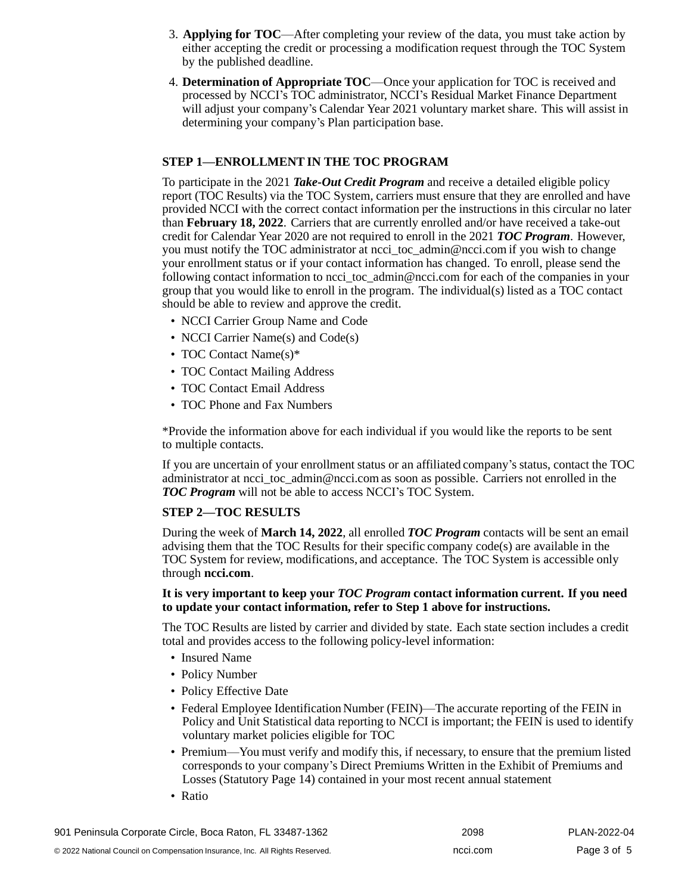3. **Applying for TOC**—After completing your review of the data, you must take action by either accepting the credit or processing a modification request through the TOC System by the published deadline.
4. **Determination of Appropriate TOC**—Once your application for TOC is received and processed by NCCI's TOC administrator, NCCI's Residual Market Finance Department will adjust your company's Calendar Year 2021 voluntary market share. This will assist in determining your company's Plan participation base.

**STEP 1—ENROLLMENT IN THE TOC PROGRAM**

To participate in the 2021 ***Take-Out Credit Program*** and receive a detailed eligible policy report (TOC Results) via the TOC System, carriers must ensure that they are enrolled and have provided NCCI with the correct contact information per the instructions in this circular no later than **February 18, 2022**. Carriers that are currently enrolled and/or have received a take-out credit for Calendar Year 2020 are not required to enroll in the 2021 ***TOC Program***. However, you must notify the TOC administrator at ncci_toc_admin@ncci.com if you wish to change your enrollment status or if your contact information has changed. To enroll, please send the following contact information to ncci_toc_admin@ncci.com for each of the companies in your group that you would like to enroll in the program. The individual(s) listed as a TOC contact should be able to review and approve the credit.

- NCCI Carrier Group Name and Code
- NCCI Carrier Name(s) and Code(s)
- TOC Contact Name(s)*
- TOC Contact Mailing Address
- TOC Contact Email Address
- TOC Phone and Fax Numbers

*Provide the information above for each individual if you would like the reports to be sent to multiple contacts.

If you are uncertain of your enrollment status or an affiliated company's status, contact the TOC administrator at ncci_toc_admin@ncci.com as soon as possible. Carriers not enrolled in the ***TOC Program*** will not be able to access NCCI's TOC System.

**STEP 2—TOC RESULTS**

During the week of **March 14, 2022**, all enrolled ***TOC Program*** contacts will be sent an email advising them that the TOC Results for their specific company code(s) are available in the TOC System for review, modifications, and acceptance. The TOC System is accessible only through **ncci.com**.

**It is very important to keep your *TOC Program* contact information current. If you need to update your contact information, refer to Step 1 above for instructions.**

The TOC Results are listed by carrier and divided by state. Each state section includes a credit total and provides access to the following policy-level information:

- Insured Name
- Policy Number
- Policy Effective Date
- Federal Employee Identification Number (FEIN)—The accurate reporting of the FEIN in Policy and Unit Statistical data reporting to NCCI is important; the FEIN is used to identify voluntary market policies eligible for TOC
- Premium—You must verify and modify this, if necessary, to ensure that the premium listed corresponds to your company's Direct Premiums Written in the Exhibit of Premiums and Losses (Statutory Page 14) contained in your most recent annual statement
- Ratio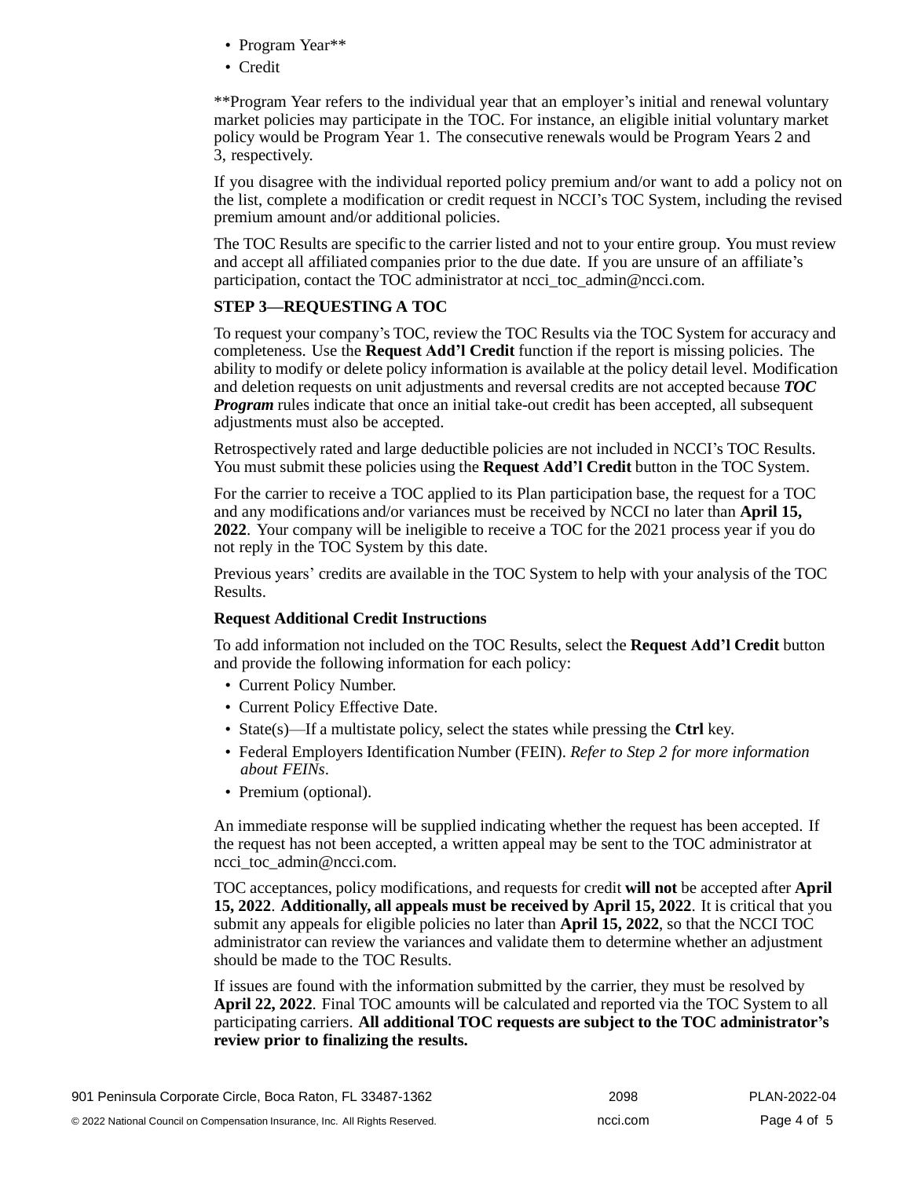- Program Year**
- Credit

**Program Year refers to the individual year that an employer's initial and renewal voluntary market policies may participate in the TOC. For instance, an eligible initial voluntary market policy would be Program Year 1. The consecutive renewals would be Program Years 2 and 3, respectively.

If you disagree with the individual reported policy premium and/or want to add a policy not on the list, complete a modification or credit request in NCCI's TOC System, including the revised premium amount and/or additional policies.

The TOC Results are specific to the carrier listed and not to your entire group. You must review and accept all affiliated companies prior to the due date. If you are unsure of an affiliate's participation, contact the TOC administrator at ncci_toc_admin@ncci.com.

**STEP 3—REQUESTING A TOC**

To request your company's TOC, review the TOC Results via the TOC System for accuracy and completeness. Use the **Request Add'l Credit** function if the report is missing policies. The ability to modify or delete policy information is available at the policy detail level. Modification and deletion requests on unit adjustments and reversal credits are not accepted because ***TOC Program*** rules indicate that once an initial take-out credit has been accepted, all subsequent adjustments must also be accepted.

Retrospectively rated and large deductible policies are not included in NCCI's TOC Results. You must submit these policies using the **Request Add'l Credit** button in the TOC System.

For the carrier to receive a TOC applied to its Plan participation base, the request for a TOC and any modifications and/or variances must be received by NCCI no later than **April 15, 2022**. Your company will be ineligible to receive a TOC for the 2021 process year if you do not reply in the TOC System by this date.

Previous years' credits are available in the TOC System to help with your analysis of the TOC Results.

**Request Additional Credit Instructions**

To add information not included on the TOC Results, select the **Request Add'l Credit** button and provide the following information for each policy:

- Current Policy Number.
- Current Policy Effective Date.
- State(s)—If a multistate policy, select the states while pressing the **Ctrl** key.
- Federal Employers Identification Number (FEIN). *Refer to Step 2 for more information about FEINs*.
- Premium (optional).

An immediate response will be supplied indicating whether the request has been accepted. If the request has not been accepted, a written appeal may be sent to the TOC administrator at ncci_toc_admin@ncci.com.

TOC acceptances, policy modifications, and requests for credit **will not** be accepted after **April 15, 2022**. **Additionally, all appeals must be received by April 15, 2022**. It is critical that you submit any appeals for eligible policies no later than **April 15, 2022**, so that the NCCI TOC administrator can review the variances and validate them to determine whether an adjustment should be made to the TOC Results.

If issues are found with the information submitted by the carrier, they must be resolved by **April 22, 2022**. Final TOC amounts will be calculated and reported via the TOC System to all participating carriers. **All additional TOC requests are subject to the TOC administrator's review prior to finalizing the results.**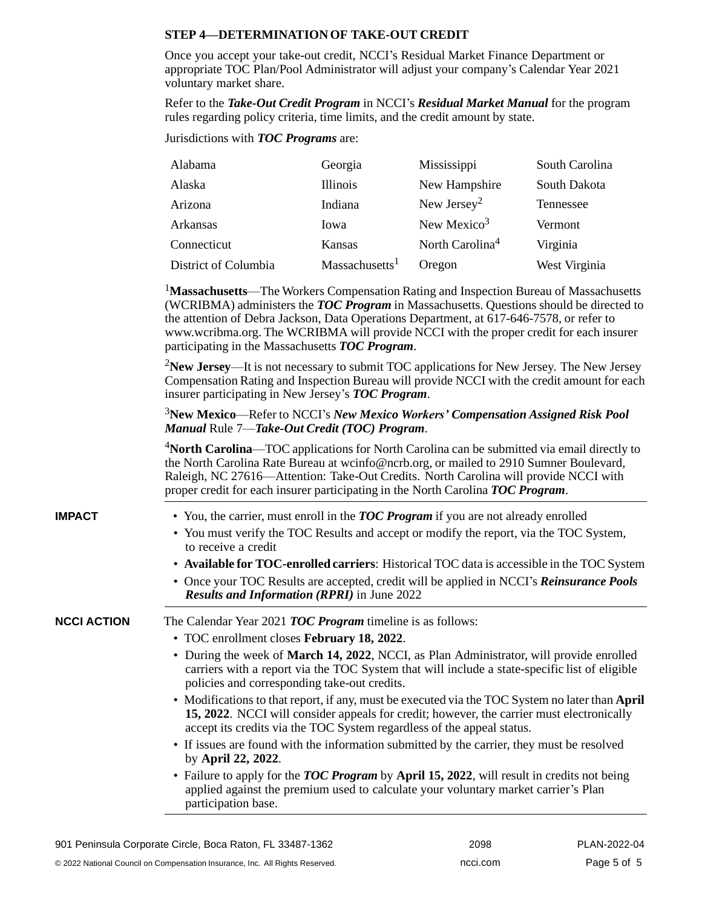### STEP 4—DETERMINATION OF TAKE-OUT CREDIT

Once you accept your take-out credit, NCCI's Residual Market Finance Department or appropriate TOC Plan/Pool Administrator will adjust your company's Calendar Year 2021 voluntary market share.

Refer to the ***Take-Out Credit Program*** in NCCI's ***Residual Market Manual*** for the program rules regarding policy criteria, time limits, and the credit amount by state.

Jurisdictions with ***TOC Programs*** are:

| | | | |
|---|---|---|---|
| Alabama | Georgia | Mississippi | South Carolina |
| Alaska | Illinois | New Hampshire | South Dakota |
| Arizona | Indiana | New Jersey[2] | Tennessee |
| Arkansas | Iowa | New Mexico[3] | Vermont |
| Connecticut | Kansas | North Carolina[4] | Virginia |
| District of Columbia | Massachusetts[1] | Oregon | West Virginia |

[1]**Massachusetts**—The Workers Compensation Rating and Inspection Bureau of Massachusetts (WCRIBMA) administers the ***TOC Program*** in Massachusetts. Questions should be directed to the attention of Debra Jackson, Data Operations Department, at 617-646-7578, or refer to www.wcribma.org. The WCRIBMA will provide NCCI with the proper credit for each insurer participating in the Massachusetts ***TOC Program***.

[2]**New Jersey**—It is not necessary to submit TOC applications for New Jersey. The New Jersey Compensation Rating and Inspection Bureau will provide NCCI with the credit amount for each insurer participating in New Jersey's ***TOC Program***.

[3]**New Mexico**—Refer to NCCI's ***New Mexico Workers' Compensation Assigned Risk Pool Manual*** Rule 7—***Take-Out Credit (TOC) Program***.

[4]**North Carolina**—TOC applications for North Carolina can be submitted via email directly to the North Carolina Rate Bureau at wcinfo@ncrb.org, or mailed to 2910 Sumner Boulevard, Raleigh, NC 27616—Attention: Take-Out Credits. North Carolina will provide NCCI with proper credit for each insurer participating in the North Carolina ***TOC Program***.

**IMPACT**

- You, the carrier, must enroll in the ***TOC Program*** if you are not already enrolled
- You must verify the TOC Results and accept or modify the report, via the TOC System, to receive a credit
- **Available for TOC-enrolled carriers**: Historical TOC data is accessible in the TOC System
- Once your TOC Results are accepted, credit will be applied in NCCI's ***Reinsurance Pools Results and Information (RPRI)*** in June 2022

**NCCI ACTION**

The Calendar Year 2021 ***TOC Program*** timeline is as follows:

- TOC enrollment closes **February 18, 2022**.
- During the week of **March 14, 2022**, NCCI, as Plan Administrator, will provide enrolled carriers with a report via the TOC System that will include a state-specific list of eligible policies and corresponding take-out credits.
- Modifications to that report, if any, must be executed via the TOC System no later than **April 15, 2022**. NCCI will consider appeals for credit; however, the carrier must electronically accept its credits via the TOC System regardless of the appeal status.
- If issues are found with the information submitted by the carrier, they must be resolved by **April 22, 2022**.
- Failure to apply for the ***TOC Program*** by **April 15, 2022**, will result in credits not being applied against the premium used to calculate your voluntary market carrier's Plan participation base.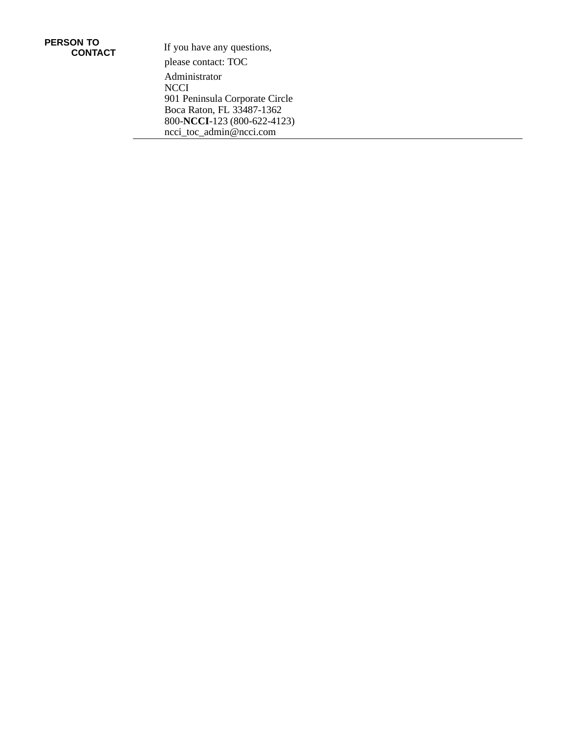**PERSON TO CONTACT**

If you have any questions, please contact: TOC Administrator
NCCI
901 Peninsula Corporate Circle
Boca Raton, FL 33487-1362
800-**NCCI**-123 (800-622-4123)
ncci_toc_admin@ncci.com